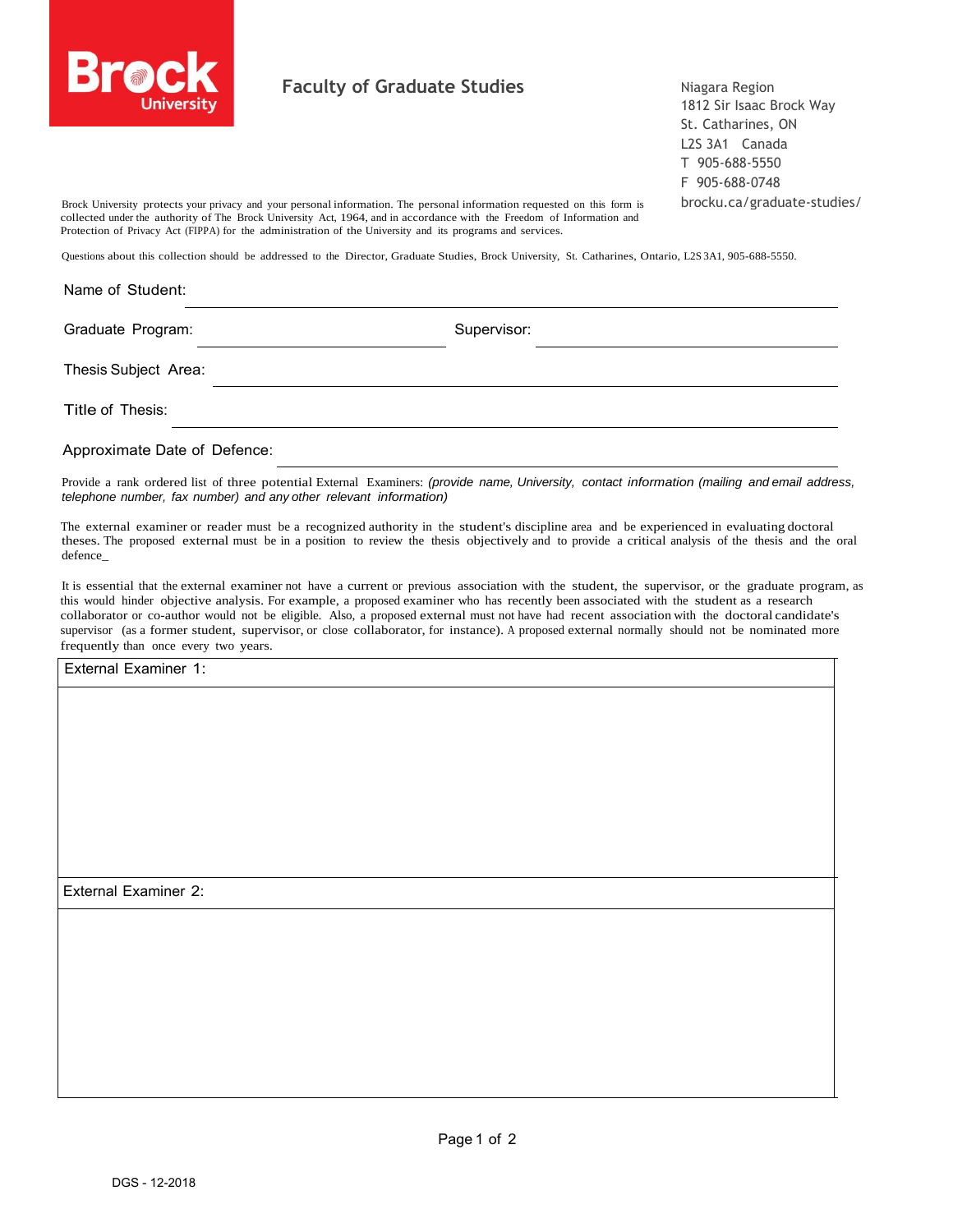**Brock University**

# Faculty of Graduate Studies

Niagara Region
1812 Sir Isaac Brock Way
St. Catharines, ON
L2S 3A1 Canada
T 905-688-5550
F 905-688-0748
brocku.ca/graduate-studies/

Brock University protects your privacy and your personal information. The personal information requested on this form is collected under the authority of The Brock University Act, 1964, and in accordance with the Freedom of Information and Protection of Privacy Act (FIPPA) for the administration of the University and its programs and services.

Questions about this collection should be addressed to the Director, Graduate Studies, Brock University, St. Catharines, Ontario, L2S 3A1, 905-688-5550.

Name of Student: ______________________________

Graduate Program: ______________________________ Supervisor: ______________________________

Thesis Subject Area: ______________________________

Title of Thesis: ______________________________

Approximate Date of Defence: ______________________________

Provide a rank ordered list of three potential External Examiners: *(provide name, University, contact information (mailing and email address, telephone number, fax number) and any other relevant information)*

The external examiner or reader must be a recognized authority in the student's discipline area and be experienced in evaluating doctoral theses. The proposed external must be in a position to review the thesis objectively and to provide a critical analysis of the thesis and the oral defence_

It is essential that the external examiner not have a current or previous association with the student, the supervisor, or the graduate program, as this would hinder objective analysis. For example, a proposed examiner who has recently been associated with the student as a research collaborator or co-author would not be eligible. Also, a proposed external must not have had recent association with the doctoral candidate's supervisor (as a former student, supervisor, or close collaborator, for instance). A proposed external normally should not be nominated more frequently than once every two years.

| External Examiner 1: |
| --- |
| |

| External Examiner 2: |
| --- |
| |

DGS - 12-2018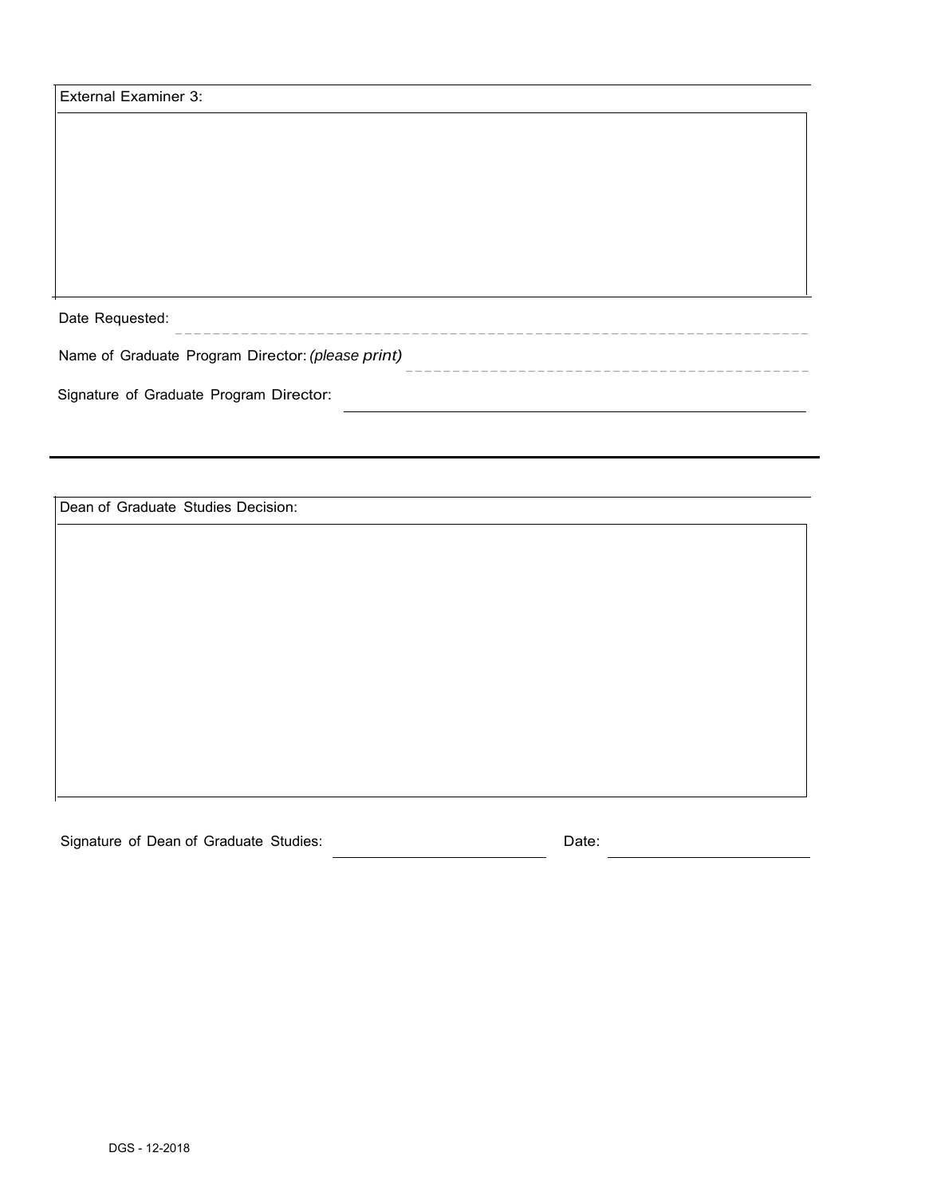External Examiner 3:

Date Requested:

Name of Graduate Program Director: *(please print)*

Signature of Graduate Program Director:

---

Dean of Graduate Studies Decision:

Signature of Dean of Graduate Studies: Date:

DGS - 12-2018